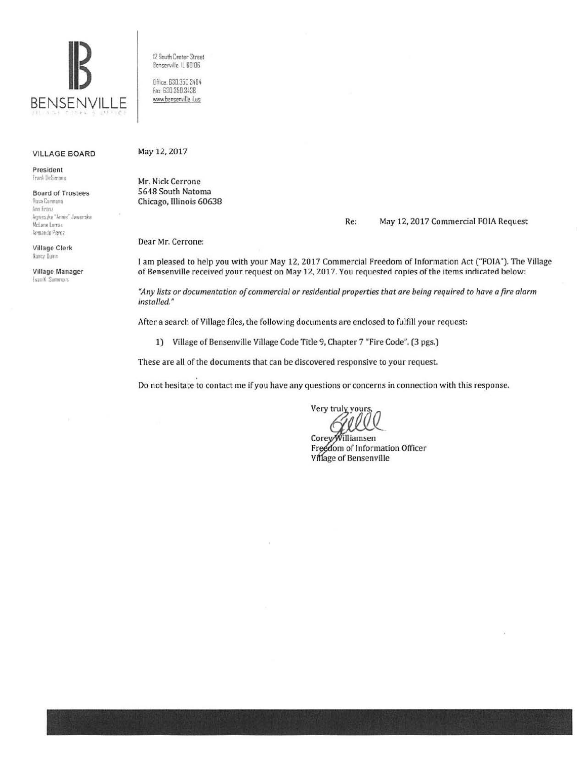BENSENVILLE

VILLAGE CLERK'S OFFICE

12 South Center Street
Bensenville, IL 60106

Office: 630.350.3404
Fax: 630.350.3438
www.bensenville.il.us

**VILLAGE BOARD**

**President**
Frank DeSimone

**Board of Trustees**
Rosa Carmona
Ann Franz
Agnieszka "Annie" Jaworska
McLane Lomax
Armando Perez

**Village Clerk**
Nancy Quinn

**Village Manager**
Evan K. Summers

May 12, 2017

Mr. Nick Cerrone
5648 South Natoma
Chicago, Illinois 60638

Re: May 12, 2017 Commercial FOIA Request

Dear Mr. Cerrone:

I am pleased to help you with your May 12, 2017 Commercial Freedom of Information Act ("FOIA"). The Village of Bensenville received your request on May 12, 2017. You requested copies of the items indicated below:

*"Any lists or documentation of commercial or residential properties that are being required to have a fire alarm installed."*

After a search of Village files, the following documents are enclosed to fulfill your request:

1) Village of Bensenville Village Code Title 9, Chapter 7 "Fire Code". (3 pgs.)

These are all of the documents that can be discovered responsive to your request.

Do not hesitate to contact me if you have any questions or concerns in connection with this response.

Very truly yours,

Corey Williamsen
Freedom of Information Officer
Village of Bensenville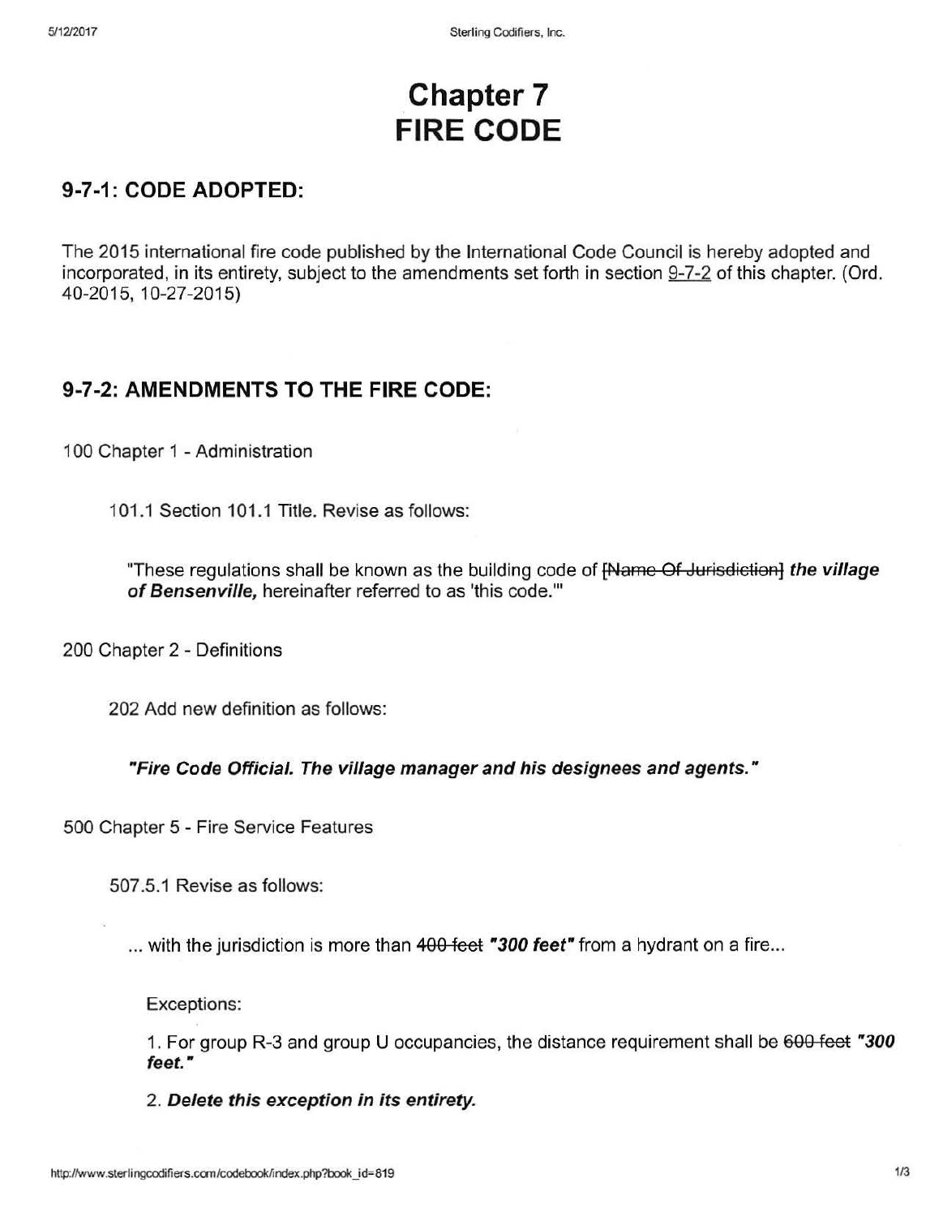# Chapter 7
# FIRE CODE

## 9-7-1: CODE ADOPTED:

The 2015 international fire code published by the International Code Council is hereby adopted and incorporated, in its entirety, subject to the amendments set forth in section 9-7-2 of this chapter. (Ord. 40-2015, 10-27-2015)

## 9-7-2: AMENDMENTS TO THE FIRE CODE:

100 Chapter 1 - Administration

101.1 Section 101.1 Title. Revise as follows:

"These regulations shall be known as the building code of ~~[Name Of Jurisdiction]~~ ***the village of Bensenville,*** hereinafter referred to as 'this code.'"

200 Chapter 2 - Definitions

202 Add new definition as follows:

***"Fire Code Official. The village manager and his designees and agents."***

500 Chapter 5 - Fire Service Features

507.5.1 Revise as follows:

... with the jurisdiction is more than ~~400 feet~~ ***"300 feet"*** from a hydrant on a fire...

Exceptions:

1. For group R-3 and group U occupancies, the distance requirement shall be ~~600 feet~~ ***"300 feet."***

2. ***Delete this exception in its entirety.***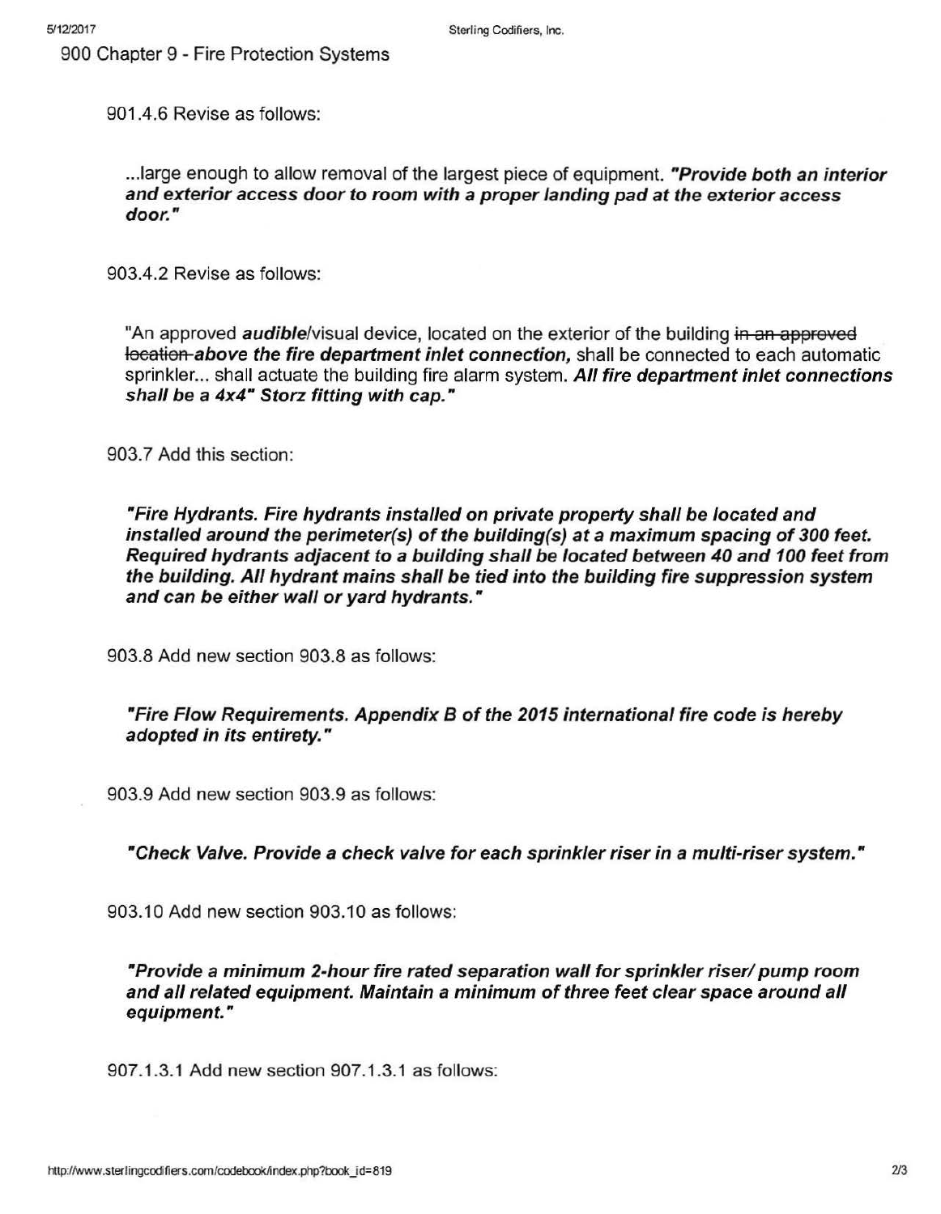900 Chapter 9 - Fire Protection Systems

901.4.6 Revise as follows:

> ...large enough to allow removal of the largest piece of equipment. ***"Provide both an interior and exterior access door to room with a proper landing pad at the exterior access door."***

903.4.2 Revise as follows:

> "An approved ***audible***/visual device, located on the exterior of the building ~~in an approved location~~ ***above the fire department inlet connection,*** shall be connected to each automatic sprinkler... shall actuate the building fire alarm system. ***All fire department inlet connections shall be a 4x4" Storz fitting with cap."***

903.7 Add this section:

> ***"Fire Hydrants. Fire hydrants installed on private property shall be located and installed around the perimeter(s) of the building(s) at a maximum spacing of 300 feet. Required hydrants adjacent to a building shall be located between 40 and 100 feet from the building. All hydrant mains shall be tied into the building fire suppression system and can be either wall or yard hydrants."***

903.8 Add new section 903.8 as follows:

> ***"Fire Flow Requirements. Appendix B of the 2015 international fire code is hereby adopted in its entirety."***

903.9 Add new section 903.9 as follows:

> ***"Check Valve. Provide a check valve for each sprinkler riser in a multi-riser system."***

903.10 Add new section 903.10 as follows:

> ***"Provide a minimum 2-hour fire rated separation wall for sprinkler riser/ pump room and all related equipment. Maintain a minimum of three feet clear space around all equipment."***

907.1.3.1 Add new section 907.1.3.1 as follows: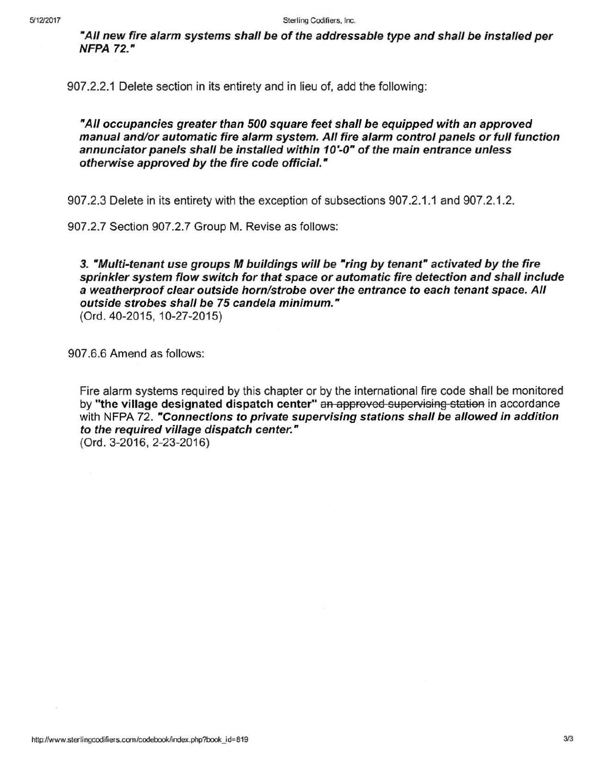***"All new fire alarm systems shall be of the addressable type and shall be installed per NFPA 72."***

907.2.2.1 Delete section in its entirety and in lieu of, add the following:

***"All occupancies greater than 500 square feet shall be equipped with an approved manual and/or automatic fire alarm system. All fire alarm control panels or full function annunciator panels shall be installed within 10'-0" of the main entrance unless otherwise approved by the fire code official."***

907.2.3 Delete in its entirety with the exception of subsections 907.2.1.1 and 907.2.1.2.

907.2.7 Section 907.2.7 Group M. Revise as follows:

***3. "Multi-tenant use groups M buildings will be "ring by tenant" activated by the fire sprinkler system flow switch for that space or automatic fire detection and shall include a weatherproof clear outside horn/strobe over the entrance to each tenant space. All outside strobes shall be 75 candela minimum."***
(Ord. 40-2015, 10-27-2015)

907.6.6 Amend as follows:

Fire alarm systems required by this chapter or by the international fire code shall be monitored by **"the village designated dispatch center"** ~~an approved supervising station~~ in accordance with NFPA 72. ***"Connections to private supervising stations shall be allowed in addition to the required village dispatch center."***
(Ord. 3-2016, 2-23-2016)